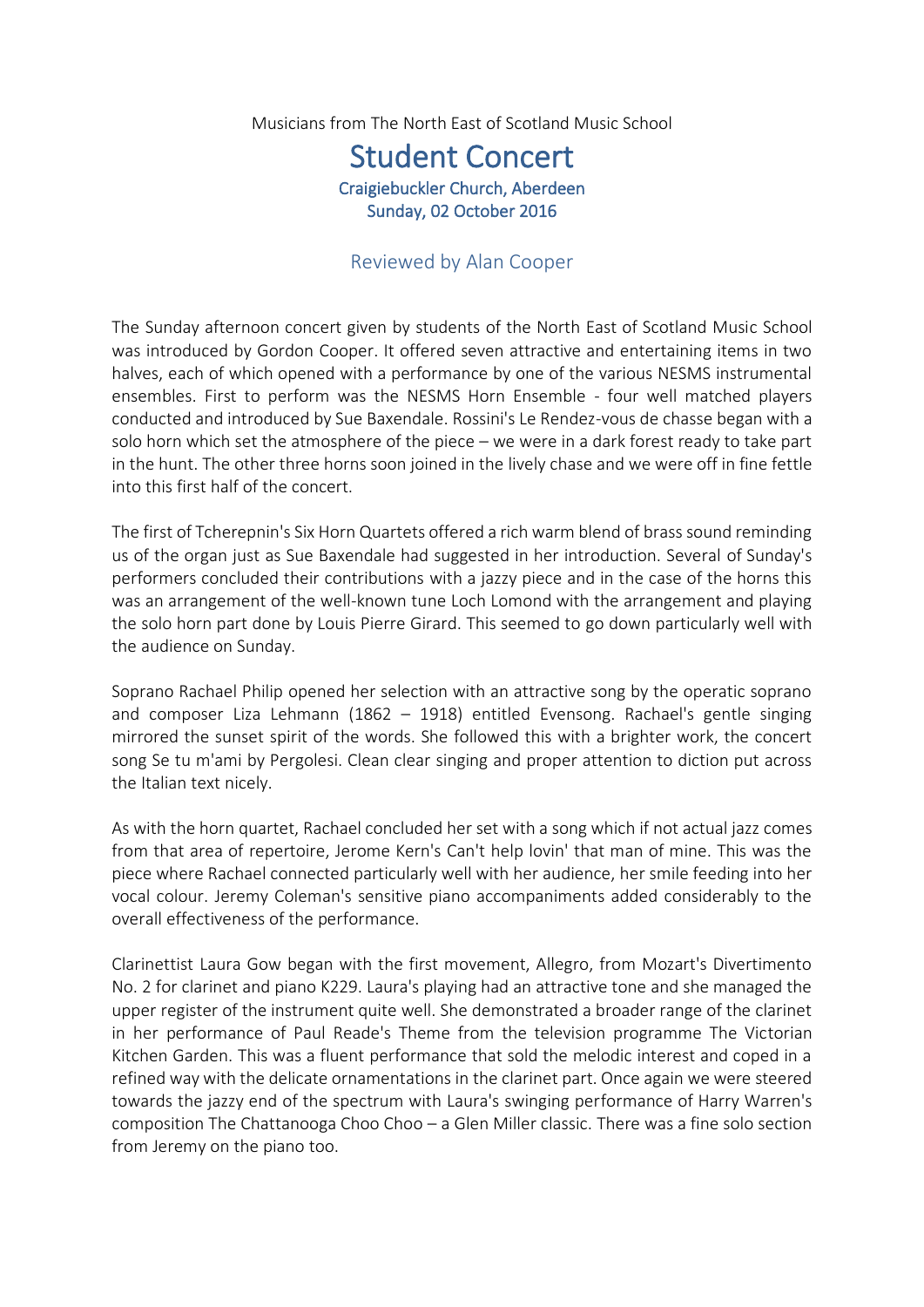Musicians from The North East of Scotland Music School

# Student Concert

### Craigiebuckler Church, Aberdeen
### Sunday, 02 October 2016

## Reviewed by Alan Cooper

The Sunday afternoon concert given by students of the North East of Scotland Music School was introduced by Gordon Cooper. It offered seven attractive and entertaining items in two halves, each of which opened with a performance by one of the various NESMS instrumental ensembles. First to perform was the NESMS Horn Ensemble - four well matched players conducted and introduced by Sue Baxendale. Rossini's Le Rendez-vous de chasse began with a solo horn which set the atmosphere of the piece – we were in a dark forest ready to take part in the hunt. The other three horns soon joined in the lively chase and we were off in fine fettle into this first half of the concert.

The first of Tcherepnin's Six Horn Quartets offered a rich warm blend of brass sound reminding us of the organ just as Sue Baxendale had suggested in her introduction. Several of Sunday's performers concluded their contributions with a jazzy piece and in the case of the horns this was an arrangement of the well-known tune Loch Lomond with the arrangement and playing the solo horn part done by Louis Pierre Girard. This seemed to go down particularly well with the audience on Sunday.

Soprano Rachael Philip opened her selection with an attractive song by the operatic soprano and composer Liza Lehmann (1862 – 1918) entitled Evensong. Rachael's gentle singing mirrored the sunset spirit of the words. She followed this with a brighter work, the concert song Se tu m'ami by Pergolesi. Clean clear singing and proper attention to diction put across the Italian text nicely.

As with the horn quartet, Rachael concluded her set with a song which if not actual jazz comes from that area of repertoire, Jerome Kern's Can't help lovin' that man of mine. This was the piece where Rachael connected particularly well with her audience, her smile feeding into her vocal colour. Jeremy Coleman's sensitive piano accompaniments added considerably to the overall effectiveness of the performance.

Clarinettist Laura Gow began with the first movement, Allegro, from Mozart's Divertimento No. 2 for clarinet and piano K229. Laura's playing had an attractive tone and she managed the upper register of the instrument quite well. She demonstrated a broader range of the clarinet in her performance of Paul Reade's Theme from the television programme The Victorian Kitchen Garden. This was a fluent performance that sold the melodic interest and coped in a refined way with the delicate ornamentations in the clarinet part. Once again we were steered towards the jazzy end of the spectrum with Laura's swinging performance of Harry Warren's composition The Chattanooga Choo Choo – a Glen Miller classic. There was a fine solo section from Jeremy on the piano too.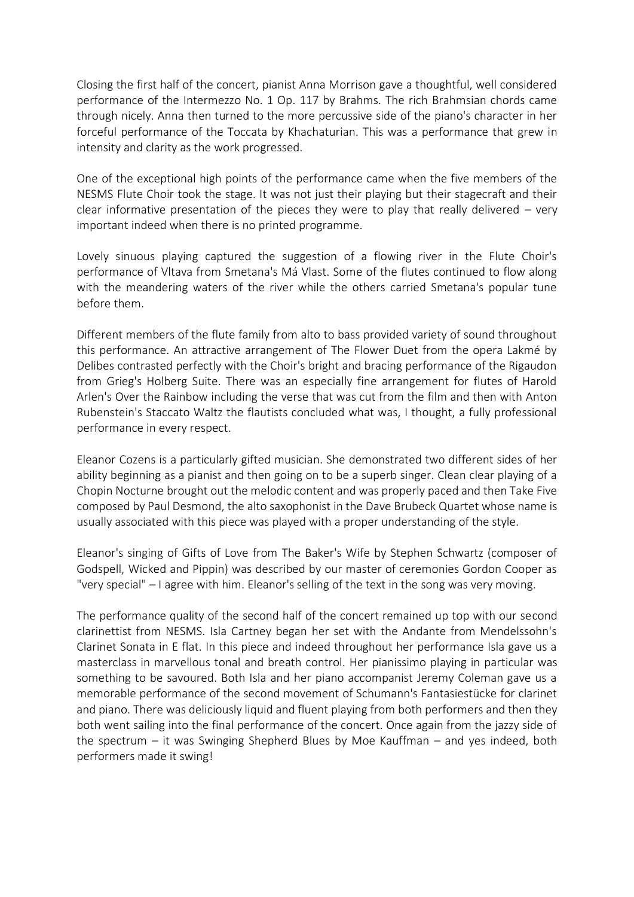Closing the first half of the concert, pianist Anna Morrison gave a thoughtful, well considered performance of the Intermezzo No. 1 Op. 117 by Brahms. The rich Brahmsian chords came through nicely. Anna then turned to the more percussive side of the piano's character in her forceful performance of the Toccata by Khachaturian. This was a performance that grew in intensity and clarity as the work progressed.

One of the exceptional high points of the performance came when the five members of the NESMS Flute Choir took the stage. It was not just their playing but their stagecraft and their clear informative presentation of the pieces they were to play that really delivered – very important indeed when there is no printed programme.

Lovely sinuous playing captured the suggestion of a flowing river in the Flute Choir's performance of Vltava from Smetana's Má Vlast. Some of the flutes continued to flow along with the meandering waters of the river while the others carried Smetana's popular tune before them.

Different members of the flute family from alto to bass provided variety of sound throughout this performance. An attractive arrangement of The Flower Duet from the opera Lakmé by Delibes contrasted perfectly with the Choir's bright and bracing performance of the Rigaudon from Grieg's Holberg Suite. There was an especially fine arrangement for flutes of Harold Arlen's Over the Rainbow including the verse that was cut from the film and then with Anton Rubenstein's Staccato Waltz the flautists concluded what was, I thought, a fully professional performance in every respect.

Eleanor Cozens is a particularly gifted musician. She demonstrated two different sides of her ability beginning as a pianist and then going on to be a superb singer. Clean clear playing of a Chopin Nocturne brought out the melodic content and was properly paced and then Take Five composed by Paul Desmond, the alto saxophonist in the Dave Brubeck Quartet whose name is usually associated with this piece was played with a proper understanding of the style.

Eleanor's singing of Gifts of Love from The Baker's Wife by Stephen Schwartz (composer of Godspell, Wicked and Pippin) was described by our master of ceremonies Gordon Cooper as "very special" – I agree with him. Eleanor's selling of the text in the song was very moving.

The performance quality of the second half of the concert remained up top with our second clarinettist from NESMS. Isla Cartney began her set with the Andante from Mendelssohn's Clarinet Sonata in E flat. In this piece and indeed throughout her performance Isla gave us a masterclass in marvellous tonal and breath control. Her pianissimo playing in particular was something to be savoured. Both Isla and her piano accompanist Jeremy Coleman gave us a memorable performance of the second movement of Schumann's Fantasiestücke for clarinet and piano. There was deliciously liquid and fluent playing from both performers and then they both went sailing into the final performance of the concert. Once again from the jazzy side of the spectrum – it was Swinging Shepherd Blues by Moe Kauffman – and yes indeed, both performers made it swing!